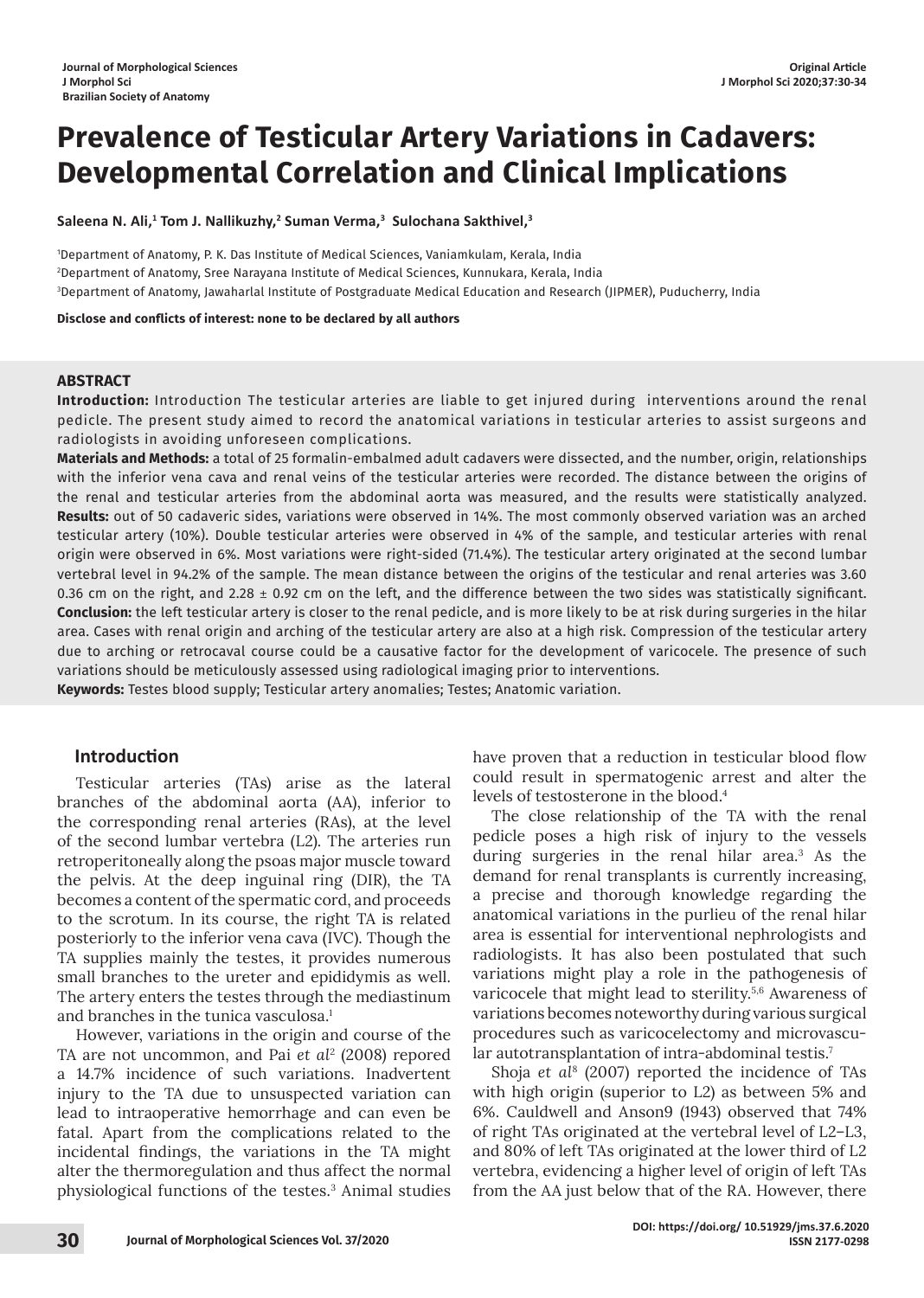Journal of Morphological Sciences
J Morphol Sci
Brazilian Society of Anatomy

Original Article

# Prevalence of Testicular Artery Variations in Cadavers: Developmental Correlation and Clinical Implications

**Saleena N. Ali,[1] Tom J. Nallikuzhy,[2] Suman Verma,[3] Sulochana Sakthivel,[3]**

[1]Department of Anatomy, P. K. Das Institute of Medical Sciences, Vaniamkulam, Kerala, India
[2]Department of Anatomy, Sree Narayana Institute of Medical Sciences, Kunnukara, Kerala, India
[3]Department of Anatomy, Jawaharlal Institute of Postgraduate Medical Education and Research (JIPMER), Puducherry, India

**Disclose and conflicts of interest: none to be declared by all authors**

## ABSTRACT

**Introduction:** Introduction The testicular arteries are liable to get injured during interventions around the renal pedicle. The present study aimed to record the anatomical variations in testicular arteries to assist surgeons and radiologists in avoiding unforeseen complications.

**Materials and Methods:** a total of 25 formalin-embalmed adult cadavers were dissected, and the number, origin, relationships with the inferior vena cava and renal veins of the testicular arteries were recorded. The distance between the origins of the renal and testicular arteries from the abdominal aorta was measured, and the results were statistically analyzed.

**Results:** out of 50 cadaveric sides, variations were observed in 14%. The most commonly observed variation was an arched testicular artery (10%). Double testicular arteries were observed in 4% of the sample, and testicular arteries with renal origin were observed in 6%. Most variations were right-sided (71.4%). The testicular artery originated at the second lumbar vertebral level in 94.2% of the sample. The mean distance between the origins of the testicular and renal arteries was 3.60 0.36 cm on the right, and 2.28 ± 0.92 cm on the left, and the difference between the two sides was statistically significant.

**Conclusion:** the left testicular artery is closer to the renal pedicle, and is more likely to be at risk during surgeries in the hilar area. Cases with renal origin and arching of the testicular artery are also at a high risk. Compression of the testicular artery due to arching or retrocaval course could be a causative factor for the development of varicocele. The presence of such variations should be meticulously assessed using radiological imaging prior to interventions.

**Keywords:** Testes blood supply; Testicular artery anomalies; Testes; Anatomic variation.

## Introduction

Testicular arteries (TAs) arise as the lateral branches of the abdominal aorta (AA), inferior to the corresponding renal arteries (RAs), at the level of the second lumbar vertebra (L2). The arteries run retroperitoneally along the psoas major muscle toward the pelvis. At the deep inguinal ring (DIR), the TA becomes a content of the spermatic cord, and proceeds to the scrotum. In its course, the right TA is related posteriorly to the inferior vena cava (IVC). Though the TA supplies mainly the testes, it provides numerous small branches to the ureter and epididymis as well. The artery enters the testes through the mediastinum and branches in the tunica vasculosa.[1]

However, variations in the origin and course of the TA are not uncommon, and Pai *et al*[2] (2008) repored a 14.7% incidence of such variations. Inadvertent injury to the TA due to unsuspected variation can lead to intraoperative hemorrhage and can even be fatal. Apart from the complications related to the incidental findings, the variations in the TA might alter the thermoregulation and thus affect the normal physiological functions of the testes.[3] Animal studies have proven that a reduction in testicular blood flow could result in spermatogenic arrest and alter the levels of testosterone in the blood.[4]

The close relationship of the TA with the renal pedicle poses a high risk of injury to the vessels during surgeries in the renal hilar area.[3] As the demand for renal transplants is currently increasing, a precise and thorough knowledge regarding the anatomical variations in the purlieu of the renal hilar area is essential for interventional nephrologists and radiologists. It has also been postulated that such variations might play a role in the pathogenesis of varicocele that might lead to sterility.[5,6] Awareness of variations becomes noteworthy during various surgical procedures such as varicocelectomy and microvascular autotransplantation of intra-abdominal testis.[7]

Shoja *et al*[8] (2007) reported the incidence of TAs with high origin (superior to L2) as between 5% and 6%. Cauldwell and Anson9 (1943) observed that 74% of right TAs originated at the vertebral level of L2–L3, and 80% of left TAs originated at the lower third of L2 vertebra, evidencing a higher level of origin of left TAs from the AA just below that of the RA. However, there

DOI: https://doi.org/ 10.51929/jms.37.6.2020
ISSN 2177-0298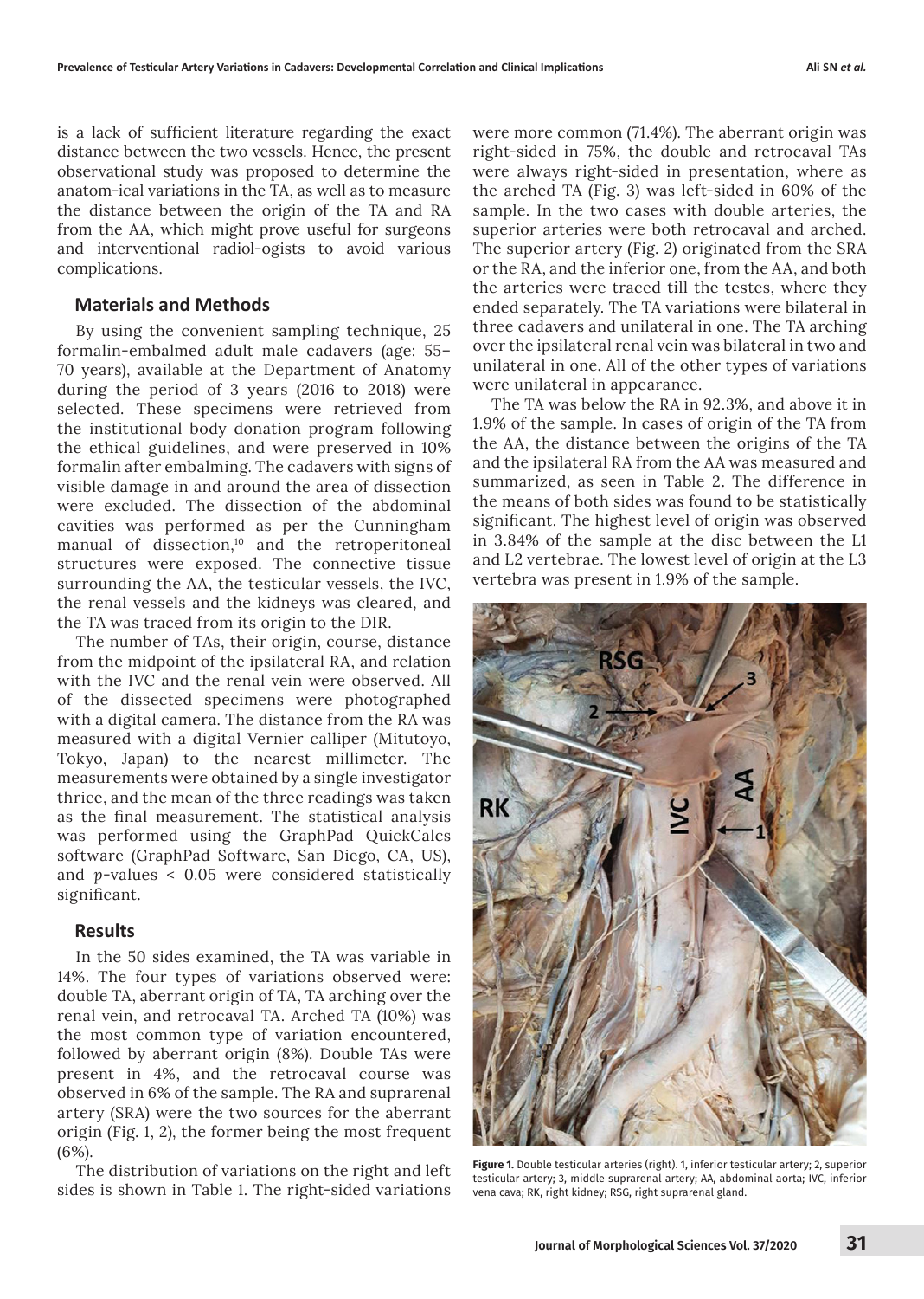is a lack of sufficient literature regarding the exact distance between the two vessels. Hence, the present observational study was proposed to determine the anatom-ical variations in the TA, as well as to measure the distance between the origin of the TA and RA from the AA, which might prove useful for surgeons and interventional radiol-ogists to avoid various complications.

## Materials and Methods

By using the convenient sampling technique, 25 formalin-embalmed adult male cadavers (age: 55–70 years), available at the Department of Anatomy during the period of 3 years (2016 to 2018) were selected. These specimens were retrieved from the institutional body donation program following the ethical guidelines, and were preserved in 10% formalin after embalming. The cadavers with signs of visible damage in and around the area of dissection were excluded. The dissection of the abdominal cavities was performed as per the Cunningham manual of dissection,[10] and the retroperitoneal structures were exposed. The connective tissue surrounding the AA, the testicular vessels, the IVC, the renal vessels and the kidneys was cleared, and the TA was traced from its origin to the DIR.

The number of TAs, their origin, course, distance from the midpoint of the ipsilateral RA, and relation with the IVC and the renal vein were observed. All of the dissected specimens were photographed with a digital camera. The distance from the RA was measured with a digital Vernier calliper (Mitutoyo, Tokyo, Japan) to the nearest millimeter. The measurements were obtained by a single investigator thrice, and the mean of the three readings was taken as the final measurement. The statistical analysis was performed using the GraphPad QuickCalcs software (GraphPad Software, San Diego, CA, US), and $p$-values < 0.05 were considered statistically significant.

## Results

In the 50 sides examined, the TA was variable in 14%. The four types of variations observed were: double TA, aberrant origin of TA, TA arching over the renal vein, and retrocaval TA. Arched TA (10%) was the most common type of variation encountered, followed by aberrant origin (8%). Double TAs were present in 4%, and the retrocaval course was observed in 6% of the sample. The RA and suprarenal artery (SRA) were the two sources for the aberrant origin (Fig. 1, 2), the former being the most frequent (6%).

The distribution of variations on the right and left sides is shown in Table 1. The right-sided variations were more common (71.4%). The aberrant origin was right-sided in 75%, the double and retrocaval TAs were always right-sided in presentation, where as the arched TA (Fig. 3) was left-sided in 60% of the sample. In the two cases with double arteries, the superior arteries were both retrocaval and arched. The superior artery (Fig. 2) originated from the SRA or the RA, and the inferior one, from the AA, and both the arteries were traced till the testes, where they ended separately. The TA variations were bilateral in three cadavers and unilateral in one. The TA arching over the ipsilateral renal vein was bilateral in two and unilateral in one. All of the other types of variations were unilateral in appearance.

The TA was below the RA in 92.3%, and above it in 1.9% of the sample. In cases of origin of the TA from the AA, the distance between the origins of the TA and the ipsilateral RA from the AA was measured and summarized, as seen in Table 2. The difference in the means of both sides was found to be statistically significant. The highest level of origin was observed in 3.84% of the sample at the disc between the L1 and L2 vertebrae. The lowest level of origin at the L3 vertebra was present in 1.9% of the sample.

**Figure 1.** Double testicular arteries (right). 1, inferior testicular artery; 2, superior testicular artery; 3, middle suprarenal artery; AA, abdominal aorta; IVC, inferior vena cava; RK, right kidney; RSG, right suprarenal gland.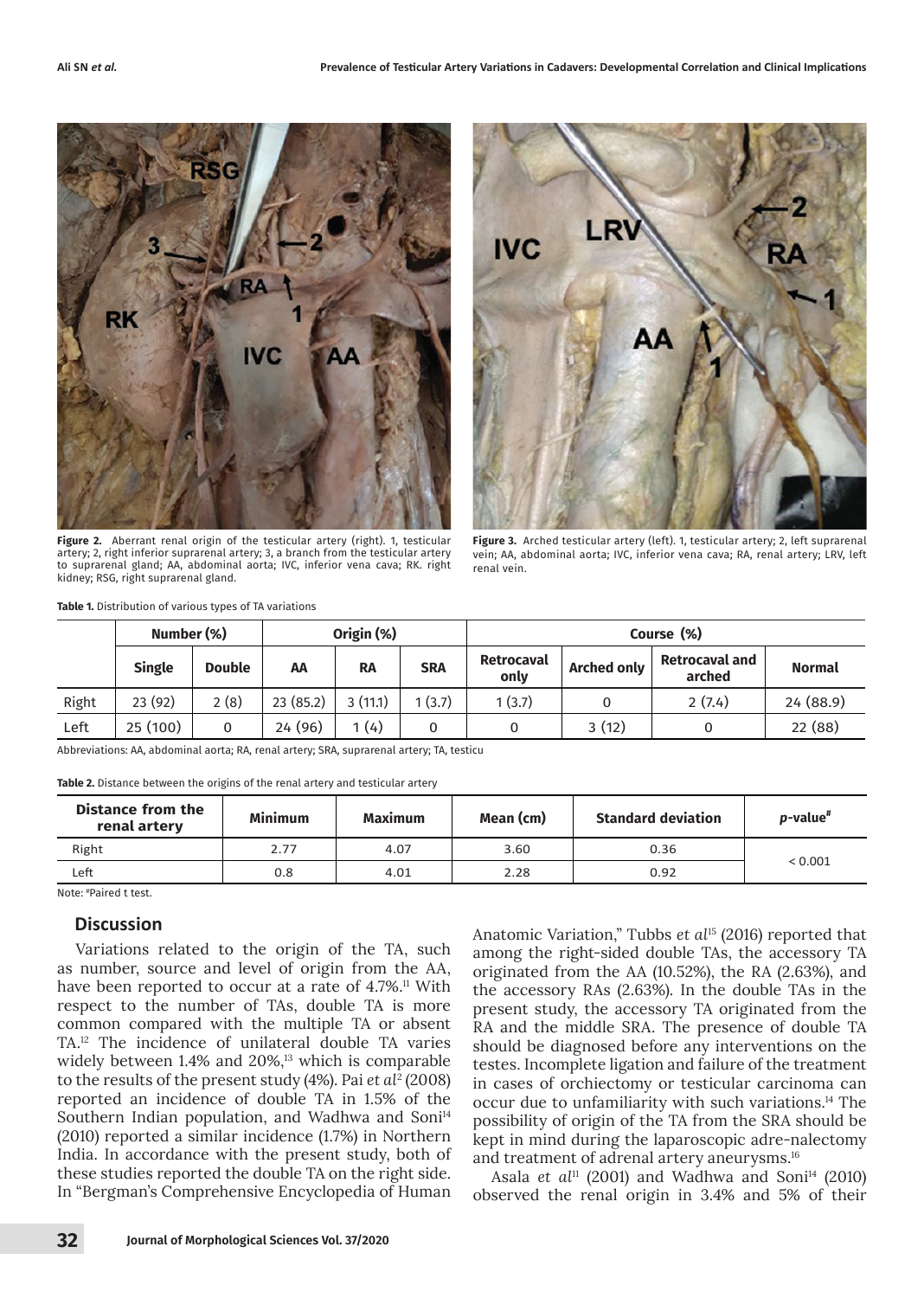Figure 2. Aberrant renal origin of the testicular artery (right). 1, testicular artery; 2, right inferior suprarenal artery; 3, a branch from the testicular artery to suprarenal gland; AA, abdominal aorta; IVC, inferior vena cava; RK. right kidney; RSG, right suprarenal gland.

Figure 3. Arched testicular artery (left). 1, testicular artery; 2, left suprarenal vein; AA, abdominal aorta; IVC, inferior vena cava; RA, renal artery; LRV, left renal vein.

**Table 1.** Distribution of various types of TA variations

| | Number (%) | | Origin (%) | | | Course (%) | | | |
|---|---|---|---|---|---|---|---|---|---|
| | Single | Double | AA | RA | SRA | Retrocaval only | Arched only | Retrocaval and arched | Normal |
| Right | 23 (92) | 2 (8) | 23 (85.2) | 3 (11.1) | 1 (3.7) | 1 (3.7) | 0 | 2 (7.4) | 24 (88.9) |
| Left | 25 (100) | 0 | 24 (96) | 1 (4) | 0 | 0 | 3 (12) | 0 | 22 (88) |

Abbreviations: AA, abdominal aorta; RA, renal artery; SRA, suprarenal artery; TA, testicu

**Table 2.** Distance between the origins of the renal artery and testicular artery

| Distance from the renal artery | Minimum | Maximum | Mean (cm) | Standard deviation | *p*-value[#] |
|---|---|---|---|---|---|
| Right | 2.77 | 4.07 | 3.60 | 0.36 | < 0.001 |
| Left | 0.8 | 4.01 | 2.28 | 0.92 | |

Note: [#]Paired t test.

## Discussion

Variations related to the origin of the TA, such as number, source and level of origin from the AA, have been reported to occur at a rate of 4.7%.[11] With respect to the number of TAs, double TA is more common compared with the multiple TA or absent TA.[12] The incidence of unilateral double TA varies widely between 1.4% and 20%,[13] which is comparable to the results of the present study (4%). Pai *et al*[2] (2008) reported an incidence of double TA in 1.5% of the Southern Indian population, and Wadhwa and Soni[14] (2010) reported a similar incidence (1.7%) in Northern India. In accordance with the present study, both of these studies reported the double TA on the right side. In "Bergman's Comprehensive Encyclopedia of Human Anatomic Variation," Tubbs *et al*[15] (2016) reported that among the right-sided double TAs, the accessory TA originated from the AA (10.52%), the RA (2.63%), and the accessory RAs (2.63%). In the double TAs in the present study, the accessory TA originated from the RA and the middle SRA. The presence of double TA should be diagnosed before any interventions on the testes. Incomplete ligation and failure of the treatment in cases of orchiectomy or testicular carcinoma can occur due to unfamiliarity with such variations.[14] The possibility of origin of the TA from the SRA should be kept in mind during the laparoscopic adre-nalectomy and treatment of adrenal artery aneurysms.[16]

Asala *et al*[11] (2001) and Wadhwa and Soni[14] (2010) observed the renal origin in 3.4% and 5% of their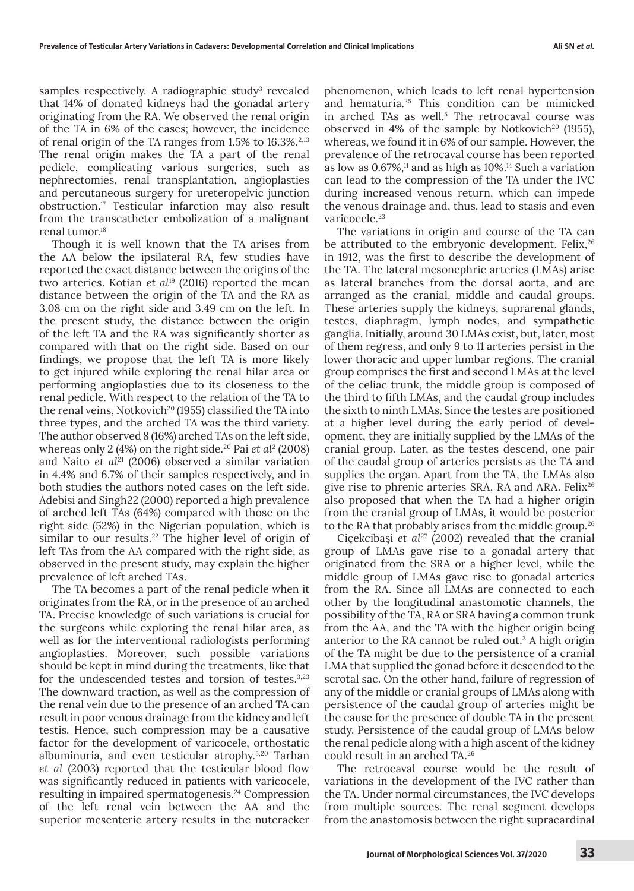samples respectively. A radiographic study[3] revealed that 14% of donated kidneys had the gonadal artery originating from the RA. We observed the renal origin of the TA in 6% of the cases; however, the incidence of renal origin of the TA ranges from 1.5% to 16.3%.[2,13] The renal origin makes the TA a part of the renal pedicle, complicating various surgeries, such as nephrectomies, renal transplantation, angioplasties and percutaneous surgery for ureteropelvic junction obstruction.[17] Testicular infarction may also result from the transcatheter embolization of a malignant renal tumor.[18]

Though it is well known that the TA arises from the AA below the ipsilateral RA, few studies have reported the exact distance between the origins of the two arteries. Kotian *et al*[19] (2016) reported the mean distance between the origin of the TA and the RA as 3.08 cm on the right side and 3.49 cm on the left. In the present study, the distance between the origin of the left TA and the RA was significantly shorter as compared with that on the right side. Based on our findings, we propose that the left TA is more likely to get injured while exploring the renal hilar area or performing angioplasties due to its closeness to the renal pedicle. With respect to the relation of the TA to the renal veins, Notkovich[20] (1955) classified the TA into three types, and the arched TA was the third variety. The author observed 8 (16%) arched TAs on the left side, whereas only 2 (4%) on the right side.[20] Pai *et al*[2] (2008) and Naito *et al*[21] (2006) observed a similar variation in 4.4% and 6.7% of their samples respectively, and in both studies the authors noted cases on the left side. Adebisi and Singh22 (2000) reported a high prevalence of arched left TAs (64%) compared with those on the right side (52%) in the Nigerian population, which is similar to our results.[22] The higher level of origin of left TAs from the AA compared with the right side, as observed in the present study, may explain the higher prevalence of left arched TAs.

The TA becomes a part of the renal pedicle when it originates from the RA, or in the presence of an arched TA. Precise knowledge of such variations is crucial for the surgeons while exploring the renal hilar area, as well as for the interventional radiologists performing angioplasties. Moreover, such possible variations should be kept in mind during the treatments, like that for the undescended testes and torsion of testes.[3,23] The downward traction, as well as the compression of the renal vein due to the presence of an arched TA can result in poor venous drainage from the kidney and left testis. Hence, such compression may be a causative factor for the development of varicocele, orthostatic albuminuria, and even testicular atrophy.[5,20] Tarhan *et al* (2003) reported that the testicular blood flow was significantly reduced in patients with varicocele, resulting in impaired spermatogenesis.[24] Compression of the left renal vein between the AA and the superior mesenteric artery results in the nutcracker phenomenon, which leads to left renal hypertension and hematuria.[25] This condition can be mimicked in arched TAs as well.[5] The retrocaval course was observed in 4% of the sample by Notkovich[20] (1955), whereas, we found it in 6% of our sample. However, the prevalence of the retrocaval course has been reported as low as 0.67%,[11] and as high as 10%.[14] Such a variation can lead to the compression of the TA under the IVC during increased venous return, which can impede the venous drainage and, thus, lead to stasis and even varicocele.[23]

The variations in origin and course of the TA can be attributed to the embryonic development. Felix,[26] in 1912, was the first to describe the development of the TA. The lateral mesonephric arteries (LMAs) arise as lateral branches from the dorsal aorta, and are arranged as the cranial, middle and caudal groups. These arteries supply the kidneys, suprarenal glands, testes, diaphragm, lymph nodes, and sympathetic ganglia. Initially, around 30 LMAs exist, but, later, most of them regress, and only 9 to 11 arteries persist in the lower thoracic and upper lumbar regions. The cranial group comprises the first and second LMAs at the level of the celiac trunk, the middle group is composed of the third to fifth LMAs, and the caudal group includes the sixth to ninth LMAs. Since the testes are positioned at a higher level during the early period of development, they are initially supplied by the LMAs of the cranial group. Later, as the testes descend, one pair of the caudal group of arteries persists as the TA and supplies the organ. Apart from the TA, the LMAs also give rise to phrenic arteries SRA, RA and ARA. Felix[26] also proposed that when the TA had a higher origin from the cranial group of LMAs, it would be posterior to the RA that probably arises from the middle group.[26]

Ciçekcibaşi *et al*[27] (2002) revealed that the cranial group of LMAs gave rise to a gonadal artery that originated from the SRA or a higher level, while the middle group of LMAs gave rise to gonadal arteries from the RA. Since all LMAs are connected to each other by the longitudinal anastomotic channels, the possibility of the TA, RA or SRA having a common trunk from the AA, and the TA with the higher origin being anterior to the RA cannot be ruled out.[3] A high origin of the TA might be due to the persistence of a cranial LMA that supplied the gonad before it descended to the scrotal sac. On the other hand, failure of regression of any of the middle or cranial groups of LMAs along with persistence of the caudal group of arteries might be the cause for the presence of double TA in the present study. Persistence of the caudal group of LMAs below the renal pedicle along with a high ascent of the kidney could result in an arched TA.[26]

The retrocaval course would be the result of variations in the development of the IVC rather than the TA. Under normal circumstances, the IVC develops from multiple sources. The renal segment develops from the anastomosis between the right supracardinal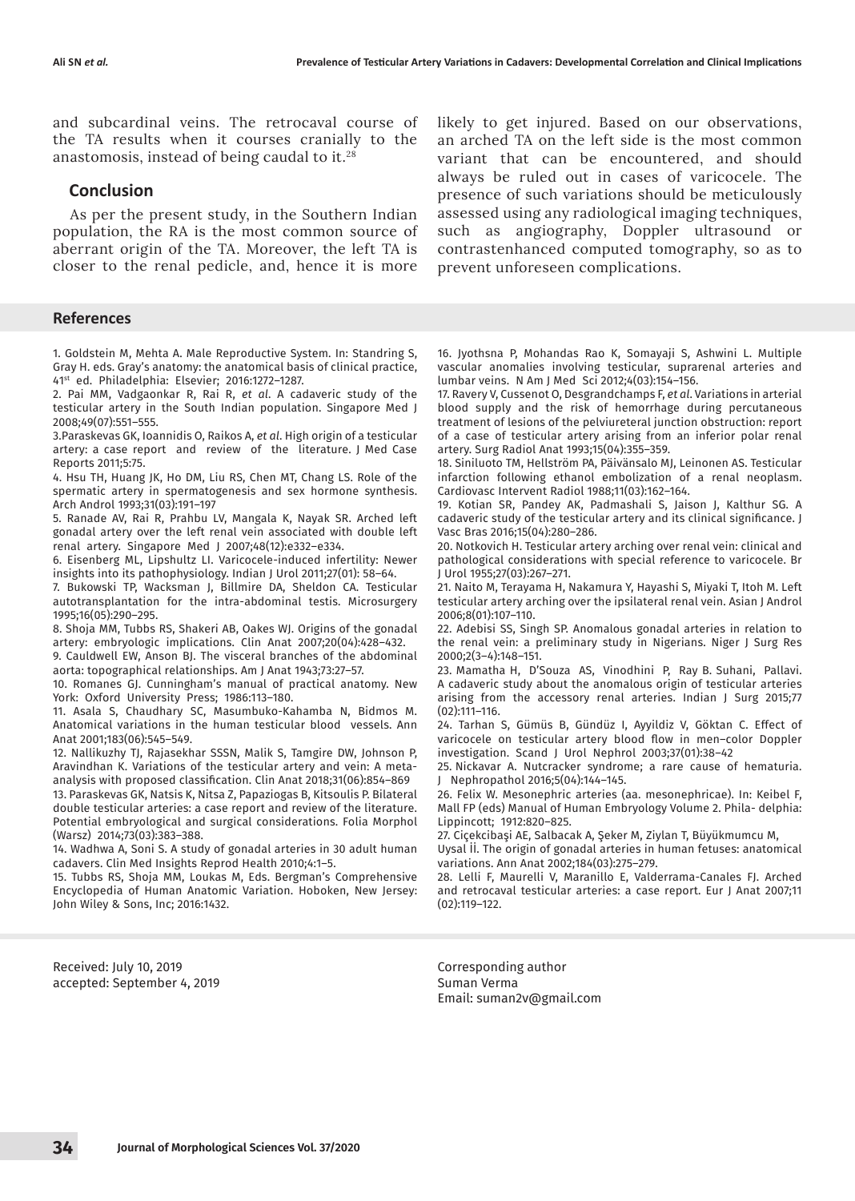and subcardinal veins. The retrocaval course of the TA results when it courses cranially to the anastomosis, instead of being caudal to it.[28]

## Conclusion

As per the present study, in the Southern Indian population, the RA is the most common source of aberrant origin of the TA. Moreover, the left TA is closer to the renal pedicle, and, hence it is more likely to get injured. Based on our observations, an arched TA on the left side is the most common variant that can be encountered, and should always be ruled out in cases of varicocele. The presence of such variations should be meticulously assessed using any radiological imaging techniques, such as angiography, Doppler ultrasound or contrastenhanced computed tomography, so as to prevent unforeseen complications.

## References

1. Goldstein M, Mehta A. Male Reproductive System. In: Standring S, Gray H. eds. Gray's anatomy: the anatomical basis of clinical practice, 41st ed. Philadelphia: Elsevier; 2016:1272–1287.
2. Pai MM, Vadgaonkar R, Rai R, *et al*. A cadaveric study of the testicular artery in the South Indian population. Singapore Med J 2008;49(07):551–555.
3. Paraskevas GK, Ioannidis O, Raikos A, *et al*. High origin of a testicular artery: a case report and review of the literature. J Med Case Reports 2011;5:75.
4. Hsu TH, Huang JK, Ho DM, Liu RS, Chen MT, Chang LS. Role of the spermatic artery in spermatogenesis and sex hormone synthesis. Arch Androl 1993;31(03):191–197
5. Ranade AV, Rai R, Prahbu LV, Mangala K, Nayak SR. Arched left gonadal artery over the left renal vein associated with double left renal artery. Singapore Med J 2007;48(12):e332–e334.
6. Eisenberg ML, Lipshultz LI. Varicocele-induced infertility: Newer insights into its pathophysiology. Indian J Urol 2011;27(01): 58–64.
7. Bukowski TP, Wacksman J, Billmire DA, Sheldon CA. Testicular autotransplantation for the intra-abdominal testis. Microsurgery 1995;16(05):290–295.
8. Shoja MM, Tubbs RS, Shakeri AB, Oakes WJ. Origins of the gonadal artery: embryologic implications. Clin Anat 2007;20(04):428–432.
9. Cauldwell EW, Anson BJ. The visceral branches of the abdominal aorta: topographical relationships. Am J Anat 1943;73:27–57.
10. Romanes GJ. Cunningham's manual of practical anatomy. New York: Oxford University Press; 1986:113–180.
11. Asala S, Chaudhary SC, Masumbuko-Kahamba N, Bidmos M. Anatomical variations in the human testicular blood vessels. Ann Anat 2001;183(06):545–549.
12. Nallikuzhy TJ, Rajasekhar SSSN, Malik S, Tamgire DW, Johnson P, Aravindhan K. Variations of the testicular artery and vein: A meta-analysis with proposed classification. Clin Anat 2018;31(06):854–869
13. Paraskevas GK, Natsis K, Nitsa Z, Papaziogas B, Kitsoulis P. Bilateral double testicular arteries: a case report and review of the literature. Potential embryological and surgical considerations. Folia Morphol (Warsz) 2014;73(03):383–388.
14. Wadhwa A, Soni S. A study of gonadal arteries in 30 adult human cadavers. Clin Med Insights Reprod Health 2010;4:1–5.
15. Tubbs RS, Shoja MM, Loukas M, Eds. Bergman's Comprehensive Encyclopedia of Human Anatomic Variation. Hoboken, New Jersey: John Wiley & Sons, Inc; 2016:1432.
16. Jyothsna P, Mohandas Rao K, Somayaji S, Ashwini L. Multiple vascular anomalies involving testicular, suprarenal arteries and lumbar veins. N Am J Med Sci 2012;4(03):154–156.
17. Ravery V, Cussenot O, Desgrandchamps F, *et al*. Variations in arterial blood supply and the risk of hemorrhage during percutaneous treatment of lesions of the pelviureteral junction obstruction: report of a case of testicular artery arising from an inferior polar renal artery. Surg Radiol Anat 1993;15(04):355–359.
18. Siniluoto TM, Hellström PA, Päivänsalo MJ, Leinonen AS. Testicular infarction following ethanol embolization of a renal neoplasm. Cardiovasc Intervent Radiol 1988;11(03):162–164.
19. Kotian SR, Pandey AK, Padmashali S, Jaison J, Kalthur SG. A cadaveric study of the testicular artery and its clinical significance. J Vasc Bras 2016;15(04):280–286.
20. Notkovich H. Testicular artery arching over renal vein: clinical and pathological considerations with special reference to varicocele. Br J Urol 1955;27(03):267–271.
21. Naito M, Terayama H, Nakamura Y, Hayashi S, Miyaki T, Itoh M. Left testicular artery arching over the ipsilateral renal vein. Asian J Androl 2006;8(01):107–110.
22. Adebisi SS, Singh SP. Anomalous gonadal arteries in relation to the renal vein: a preliminary study in Nigerians. Niger J Surg Res 2000;2(3–4):148–151.
23. Mamatha H, D'Souza AS, Vinodhini P, Ray B. Suhani, Pallavi. A cadaveric study about the anomalous origin of testicular arteries arising from the accessory renal arteries. Indian J Surg 2015;77 (02):111–116.
24. Tarhan S, Gümüs B, Gündüz I, Ayyildiz V, Göktan C. Effect of varicocele on testicular artery blood flow in men–color Doppler investigation. Scand J Urol Nephrol 2003;37(01):38–42
25. Nickavar A. Nutcracker syndrome; a rare cause of hematuria. J Nephropathol 2016;5(04):144–145.
26. Felix W. Mesonephric arteries (aa. mesonephricae). In: Keibel F, Mall FP (eds) Manual of Human Embryology Volume 2. Phila- delphia: Lippincott; 1912:820–825.
27. Çiçekcibaşi AE, Salbacak A, Şeker M, Ziylan T, Büyükmumcu M, Uysal İİ. The origin of gonadal arteries in human fetuses: anatomical variations. Ann Anat 2002;184(03):275–279.
28. Lelli F, Maurelli V, Maranillo E, Valderrama-Canales FJ. Arched and retrocaval testicular arteries: a case report. Eur J Anat 2007;11 (02):119–122.

Received: July 10, 2019
accepted: September 4, 2019

Corresponding author
Suman Verma
Email: suman2v@gmail.com